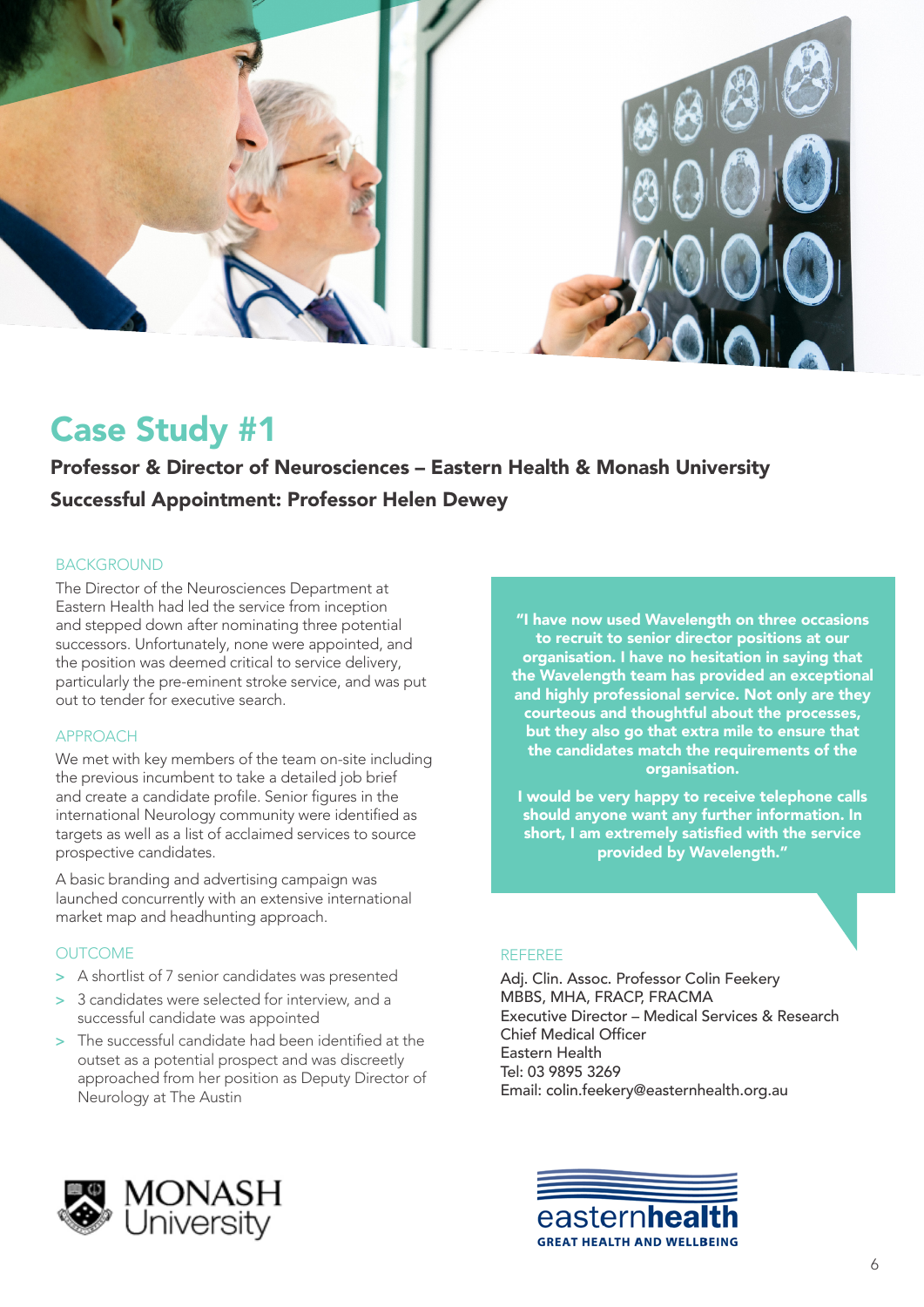# Case Study #1

## Professor & Director of Neurosciences – Eastern Health & Monash University

## Successful Appointment: Professor Helen Dewey

### BACKGROUND

The Director of the Neurosciences Department at Eastern Health had led the service from inception and stepped down after nominating three potential successors. Unfortunately, none were appointed, and the position was deemed critical to service delivery, particularly the pre-eminent stroke service, and was put out to tender for executive search.

### APPROACH

We met with key members of the team on-site including the previous incumbent to take a detailed job brief and create a candidate profile. Senior figures in the international Neurology community were identified as targets as well as a list of acclaimed services to source prospective candidates.

A basic branding and advertising campaign was launched concurrently with an extensive international market map and headhunting approach.

### OUTCOME

- A shortlist of 7 senior candidates was presented
- 3 candidates were selected for interview, and a successful candidate was appointed
- The successful candidate had been identified at the outset as a potential prospect and was discreetly approached from her position as Deputy Director of Neurology at The Austin

**"I have now used Wavelength on three occasions to recruit to senior director positions at our organisation. I have no hesitation in saying that the Wavelength team has provided an exceptional and highly professional service. Not only are they courteous and thoughtful about the processes, but they also go that extra mile to ensure that the candidates match the requirements of the organisation.**

**I would be very happy to receive telephone calls should anyone want any further information. In short, I am extremely satisfied with the service provided by Wavelength."**

### REFEREE

Adj. Clin. Assoc. Professor Colin Feekery
MBBS, MHA, FRACP, FRACMA
Executive Director – Medical Services & Research
Chief Medical Officer
Eastern Health
Tel: 03 9895 3269
Email: colin.feekery@easternhealth.org.au

MONASH University

easternhealth
GREAT HEALTH AND WELLBEING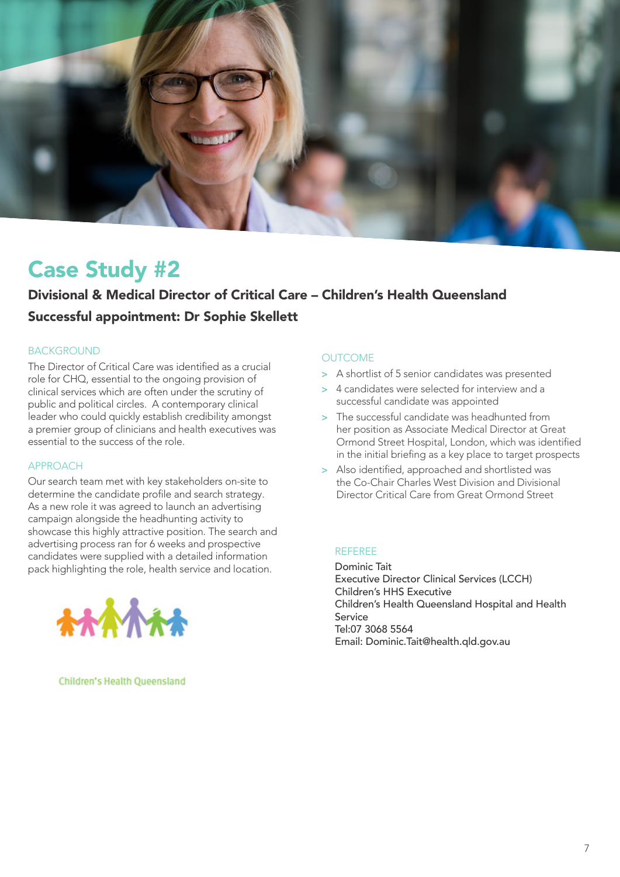# Case Study #2

## Divisional & Medical Director of Critical Care – Children's Health Queensland

## Successful appointment: Dr Sophie Skellett

### BACKGROUND

The Director of Critical Care was identified as a crucial role for CHQ, essential to the ongoing provision of clinical services which are often under the scrutiny of public and political circles. A contemporary clinical leader who could quickly establish credibility amongst a premier group of clinicians and health executives was essential to the success of the role.

### APPROACH

Our search team met with key stakeholders on-site to determine the candidate profile and search strategy. As a new role it was agreed to launch an advertising campaign alongside the headhunting activity to showcase this highly attractive position. The search and advertising process ran for 6 weeks and prospective candidates were supplied with a detailed information pack highlighting the role, health service and location.

Children's Health Queensland

### OUTCOME

- A shortlist of 5 senior candidates was presented
- 4 candidates were selected for interview and a successful candidate was appointed
- The successful candidate was headhunted from her position as Associate Medical Director at Great Ormond Street Hospital, London, which was identified in the initial briefing as a key place to target prospects
- Also identified, approached and shortlisted was the Co-Chair Charles West Division and Divisional Director Critical Care from Great Ormond Street

### REFEREE

Dominic Tait
Executive Director Clinical Services (LCCH)
Children's HHS Executive
Children's Health Queensland Hospital and Health Service
Tel:07 3068 5564
Email: Dominic.Tait@health.qld.gov.au